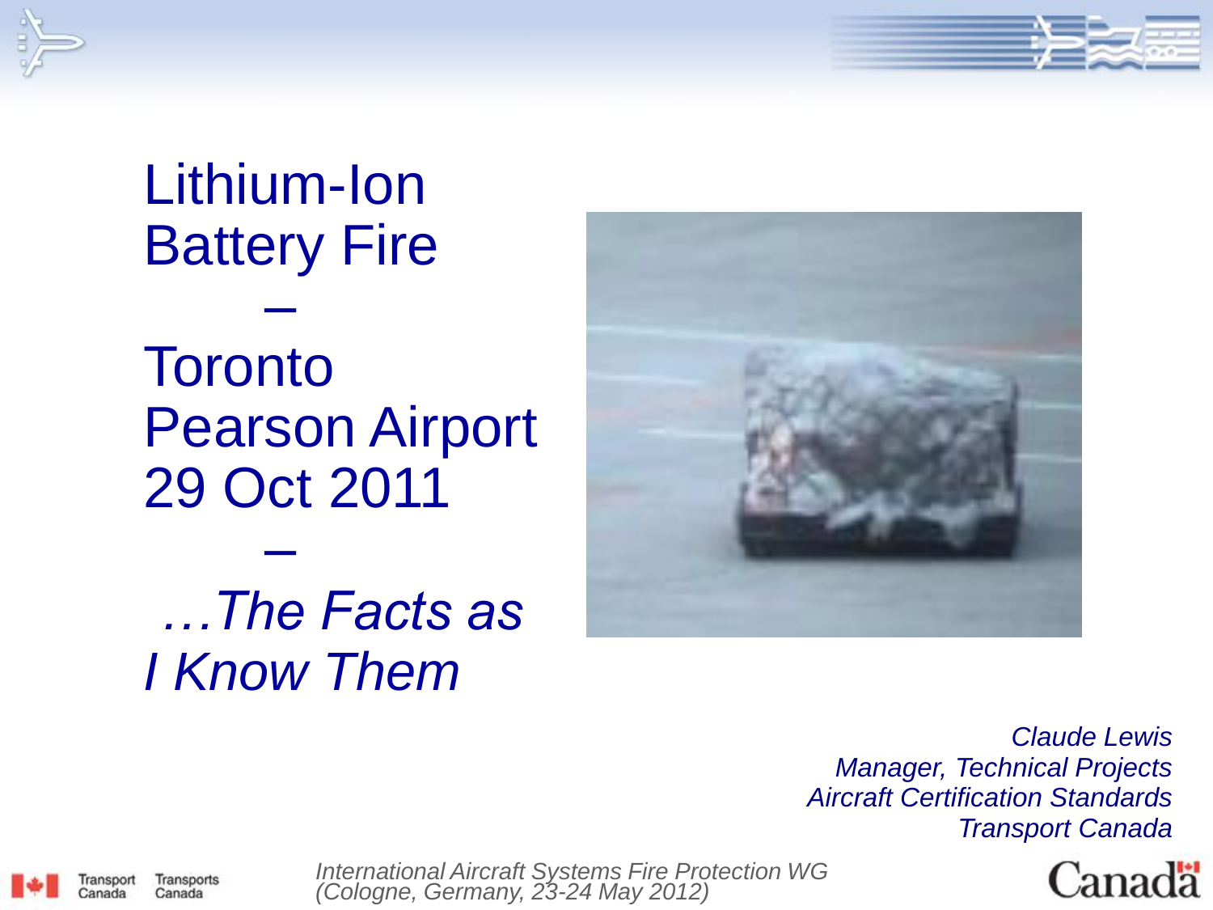# Lithium-Ion Battery Fire – Toronto Pearson Airport 29 Oct 2011 – *…The Facts as I Know Them*

*Claude Lewis*
*Manager, Technical Projects*
*Aircraft Certification Standards*
*Transport Canada*

*International Aircraft Systems Fire Protection WG*
*(Cologne, Germany, 23-24 May 2012)*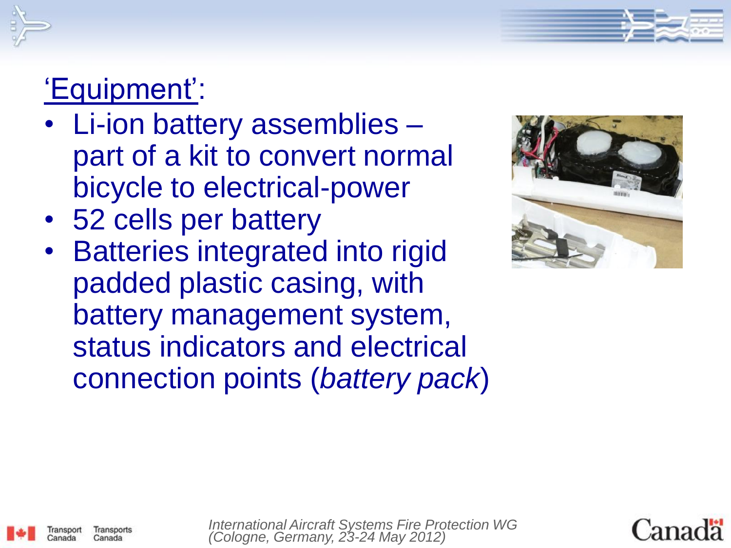## 'Equipment':

- Li-ion battery assemblies – part of a kit to convert normal bicycle to electrical-power
- 52 cells per battery
- Batteries integrated into rigid padded plastic casing, with battery management system, status indicators and electrical connection points (*battery pack*)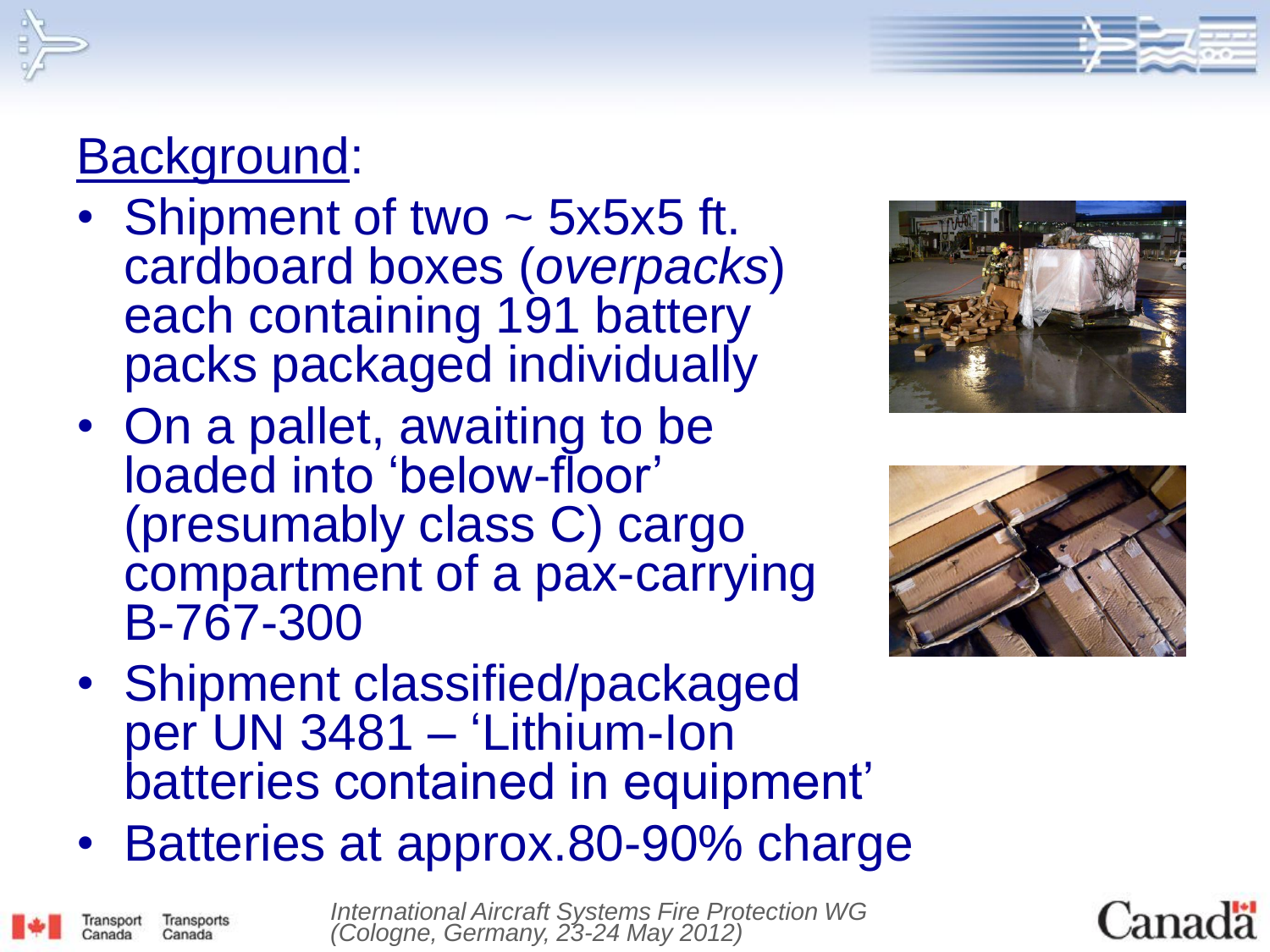## Background:

- Shipment of two ~ 5x5x5 ft. cardboard boxes (*overpacks*) each containing 191 battery packs packaged individually
- On a pallet, awaiting to be loaded into 'below-floor' (presumably class C) cargo compartment of a pax-carrying B-767-300
- Shipment classified/packaged per UN 3481 – 'Lithium-Ion batteries contained in equipment'
- Batteries at approx.80-90% charge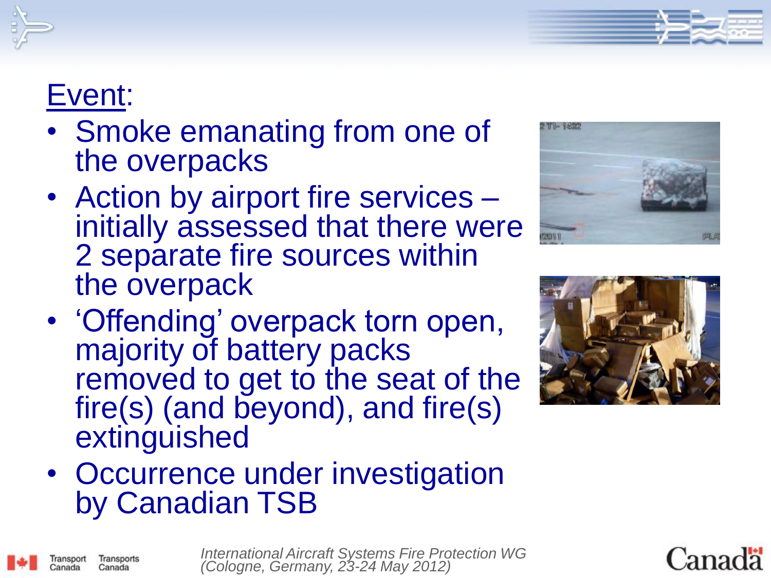## Event:

- Smoke emanating from one of the overpacks
- Action by airport fire services – initially assessed that there were 2 separate fire sources within the overpack
- 'Offending' overpack torn open, majority of battery packs removed to get to the seat of the fire(s) (and beyond), and fire(s) extinguished
- Occurrence under investigation by Canadian TSB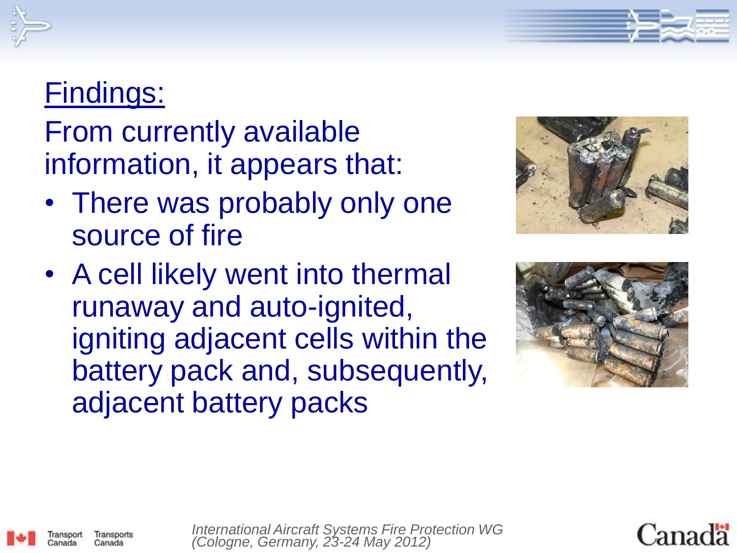## Findings:

From currently available information, it appears that:

- There was probably only one source of fire
- A cell likely went into thermal runaway and auto-ignited, igniting adjacent cells within the battery pack and, subsequently, adjacent battery packs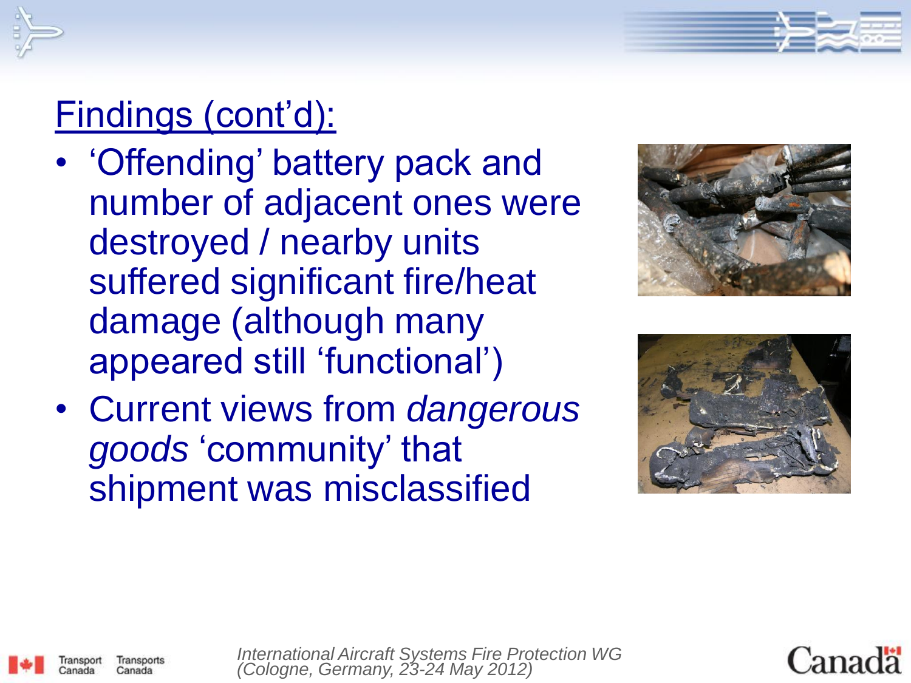## Findings (cont'd):

- 'Offending' battery pack and number of adjacent ones were destroyed / nearby units suffered significant fire/heat damage (although many appeared still 'functional')
- Current views from *dangerous goods* 'community' that shipment was misclassified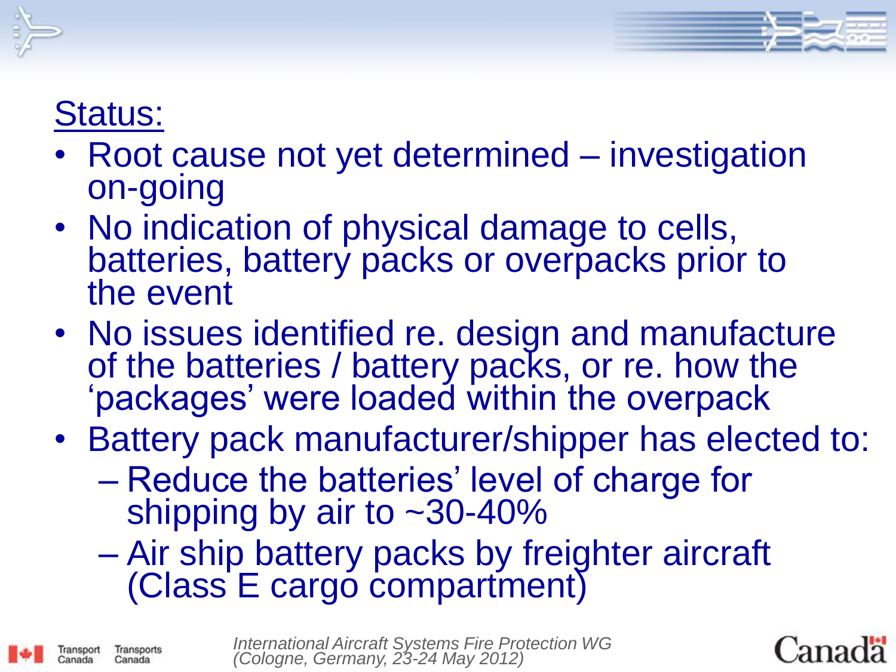## Status:

- Root cause not yet determined – investigation on-going
- No indication of physical damage to cells, batteries, battery packs or overpacks prior to the event
- No issues identified re. design and manufacture of the batteries / battery packs, or re. how the 'packages' were loaded within the overpack
- Battery pack manufacturer/shipper has elected to:
  - Reduce the batteries' level of charge for shipping by air to ~30-40%
  - Air ship battery packs by freighter aircraft (Class E cargo compartment)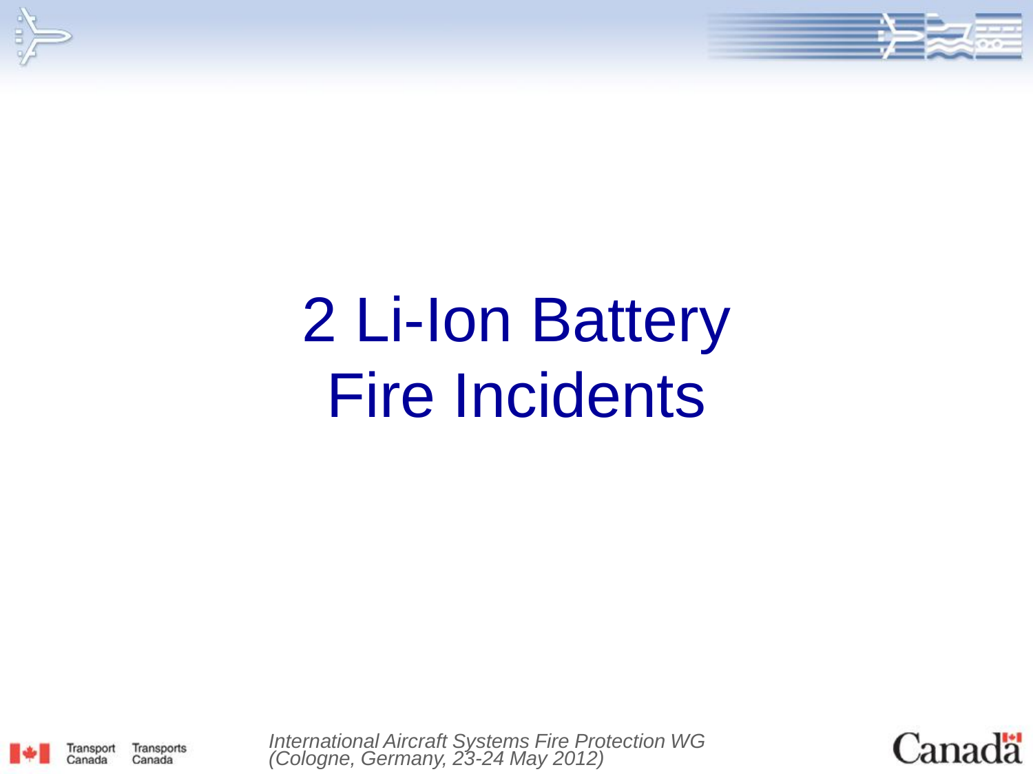# 2 Li-Ion Battery Fire Incidents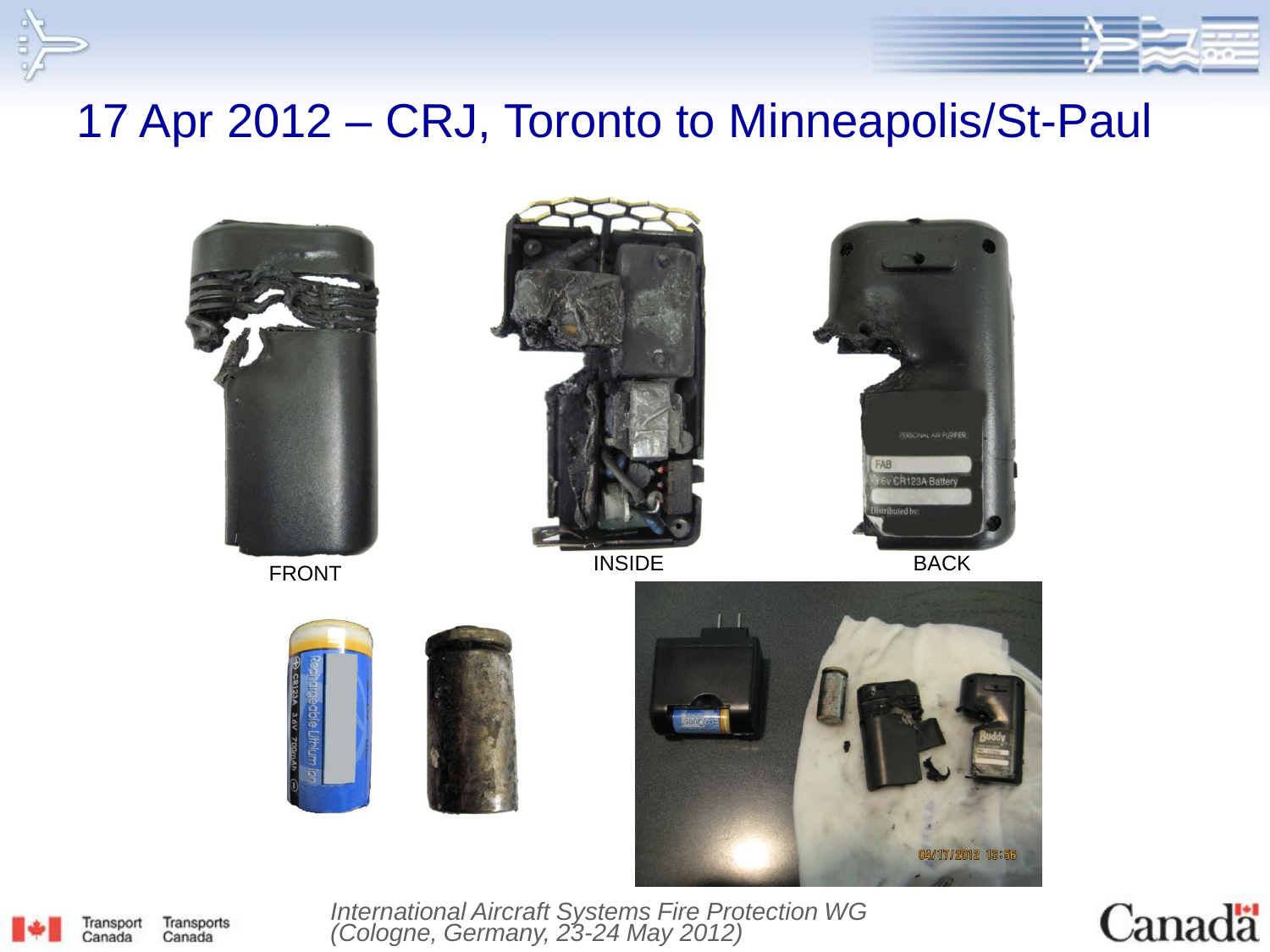# 17 Apr 2012 – CRJ, Toronto to Minneapolis/St-Paul

FRONT

INSIDE

BACK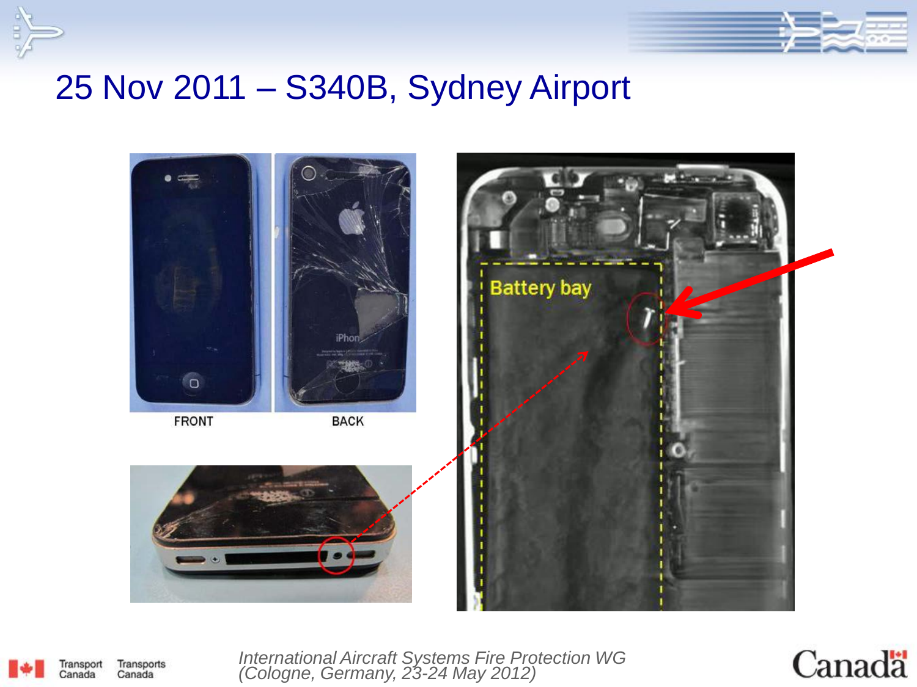# 25 Nov 2011 – S340B, Sydney Airport

FRONT

BACK

Battery bay

*International Aircraft Systems Fire Protection WG (Cologne, Germany, 23-24 May 2012)*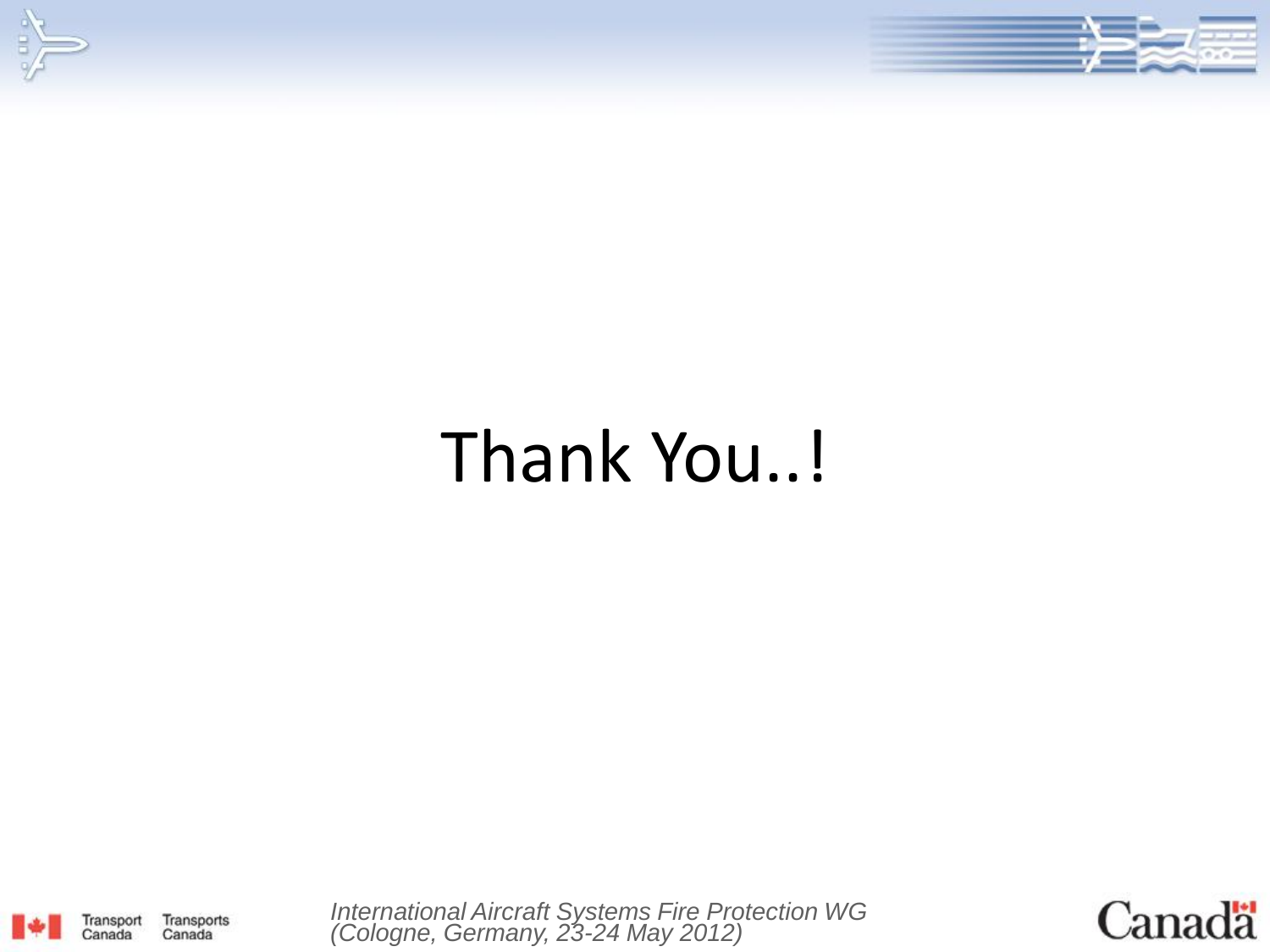# Thank You..!